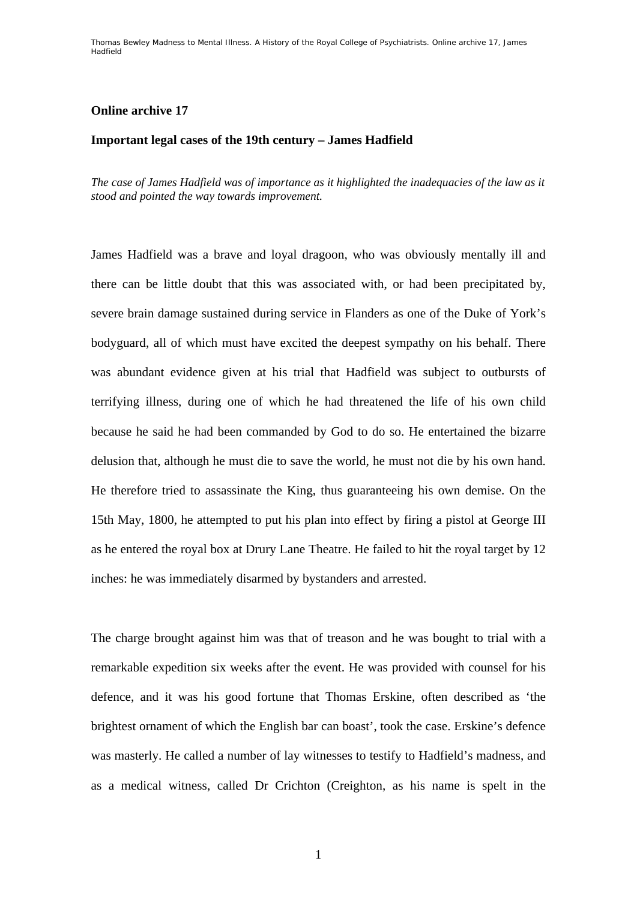**Online archive 17**

**Important legal cases of the 19th century – James Hadfield**

*The case of James Hadfield was of importance as it highlighted the inadequacies of the law as it stood and pointed the way towards improvement.*

James Hadfield was a brave and loyal dragoon, who was obviously mentally ill and there can be little doubt that this was associated with, or had been precipitated by, severe brain damage sustained during service in Flanders as one of the Duke of York's bodyguard, all of which must have excited the deepest sympathy on his behalf. There was abundant evidence given at his trial that Hadfield was subject to outbursts of terrifying illness, during one of which he had threatened the life of his own child because he said he had been commanded by God to do so. He entertained the bizarre delusion that, although he must die to save the world, he must not die by his own hand. He therefore tried to assassinate the King, thus guaranteeing his own demise. On the 15th May, 1800, he attempted to put his plan into effect by firing a pistol at George III as he entered the royal box at Drury Lane Theatre. He failed to hit the royal target by 12 inches: he was immediately disarmed by bystanders and arrested.

The charge brought against him was that of treason and he was bought to trial with a remarkable expedition six weeks after the event. He was provided with counsel for his defence, and it was his good fortune that Thomas Erskine, often described as 'the brightest ornament of which the English bar can boast', took the case. Erskine's defence was masterly. He called a number of lay witnesses to testify to Hadfield's madness, and as a medical witness, called Dr Crichton (Creighton, as his name is spelt in the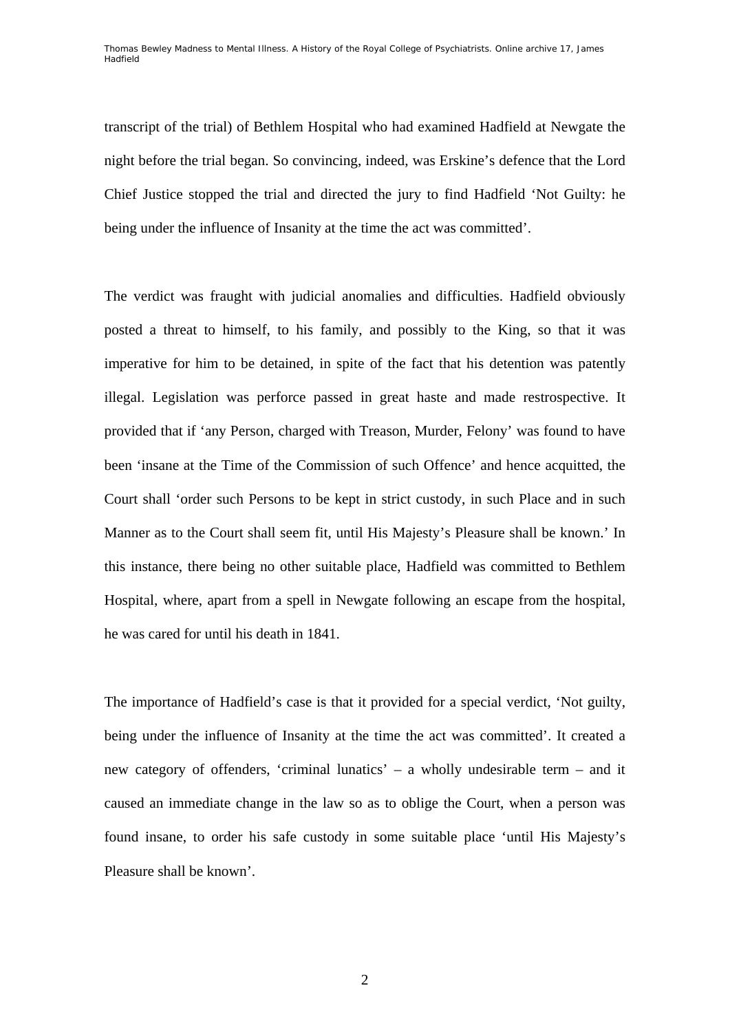transcript of the trial) of Bethlem Hospital who had examined Hadfield at Newgate the night before the trial began. So convincing, indeed, was Erskine's defence that the Lord Chief Justice stopped the trial and directed the jury to find Hadfield 'Not Guilty: he being under the influence of Insanity at the time the act was committed'.

The verdict was fraught with judicial anomalies and difficulties. Hadfield obviously posted a threat to himself, to his family, and possibly to the King, so that it was imperative for him to be detained, in spite of the fact that his detention was patently illegal. Legislation was perforce passed in great haste and made restrospective. It provided that if 'any Person, charged with Treason, Murder, Felony' was found to have been 'insane at the Time of the Commission of such Offence' and hence acquitted, the Court shall 'order such Persons to be kept in strict custody, in such Place and in such Manner as to the Court shall seem fit, until His Majesty's Pleasure shall be known.' In this instance, there being no other suitable place, Hadfield was committed to Bethlem Hospital, where, apart from a spell in Newgate following an escape from the hospital, he was cared for until his death in 1841.

The importance of Hadfield's case is that it provided for a special verdict, 'Not guilty, being under the influence of Insanity at the time the act was committed'. It created a new category of offenders, 'criminal lunatics' – a wholly undesirable term – and it caused an immediate change in the law so as to oblige the Court, when a person was found insane, to order his safe custody in some suitable place 'until His Majesty's Pleasure shall be known'.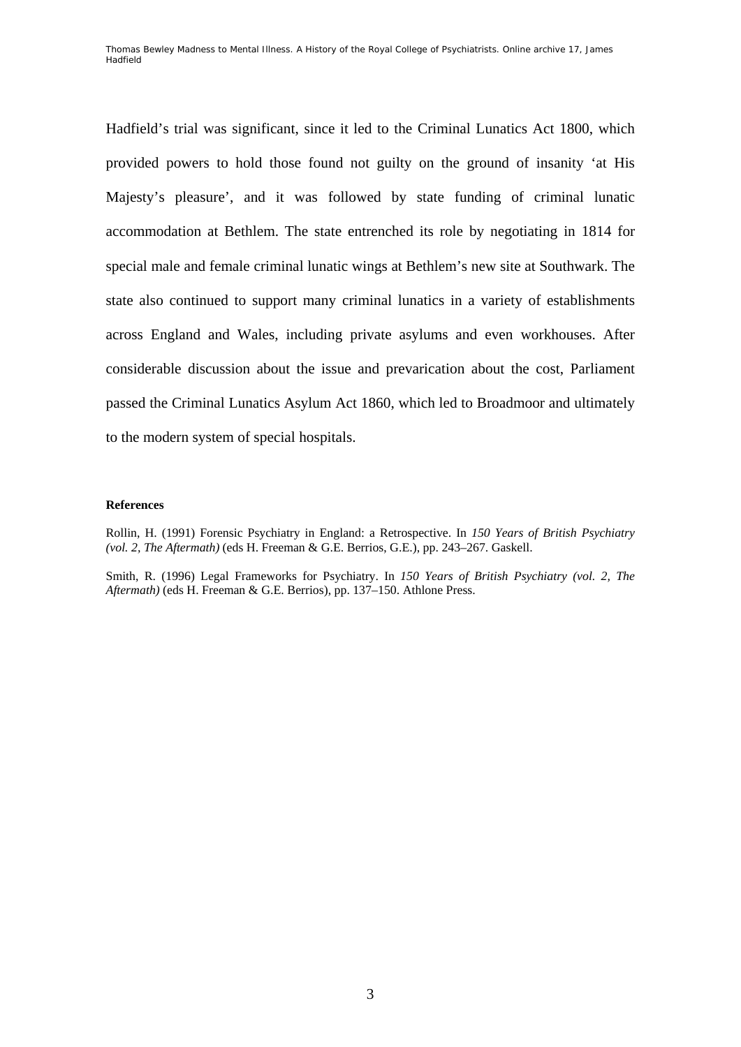Hadfield's trial was significant, since it led to the Criminal Lunatics Act 1800, which provided powers to hold those found not guilty on the ground of insanity 'at His Majesty's pleasure', and it was followed by state funding of criminal lunatic accommodation at Bethlem. The state entrenched its role by negotiating in 1814 for special male and female criminal lunatic wings at Bethlem's new site at Southwark. The state also continued to support many criminal lunatics in a variety of establishments across England and Wales, including private asylums and even workhouses. After considerable discussion about the issue and prevarication about the cost, Parliament passed the Criminal Lunatics Asylum Act 1860, which led to Broadmoor and ultimately to the modern system of special hospitals.

**References**

Rollin, H. (1991) Forensic Psychiatry in England: a Retrospective. In *150 Years of British Psychiatry (vol. 2, The Aftermath)* (eds H. Freeman & G.E. Berrios, G.E.), pp. 243–267. Gaskell.

Smith, R. (1996) Legal Frameworks for Psychiatry. In *150 Years of British Psychiatry (vol. 2, The Aftermath)* (eds H. Freeman & G.E. Berrios), pp. 137–150. Athlone Press.